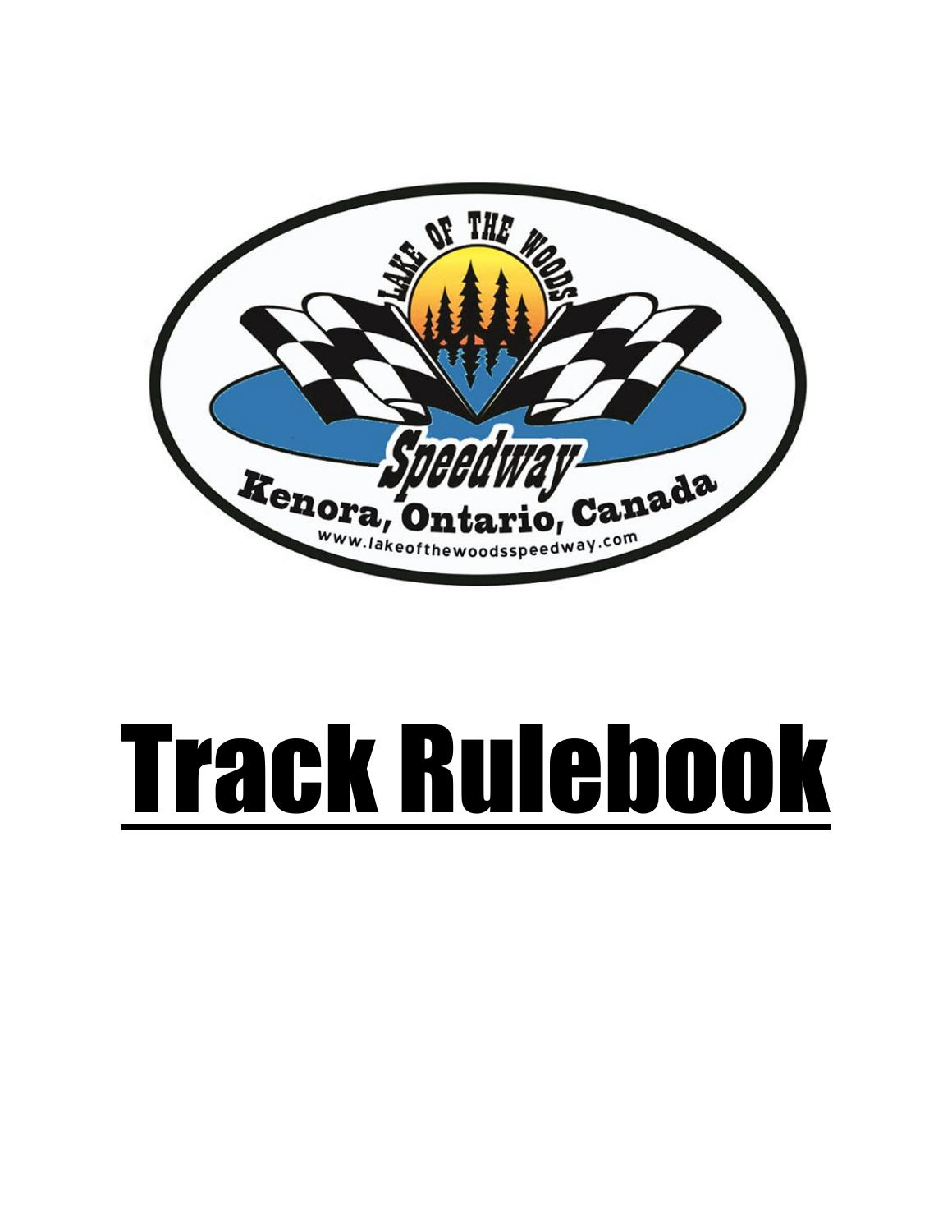LAKE OF THE WOODS

Speedway

Kenora, Ontario, Canada

www.lakeofthewoodsspeedway.com

# Track Rulebook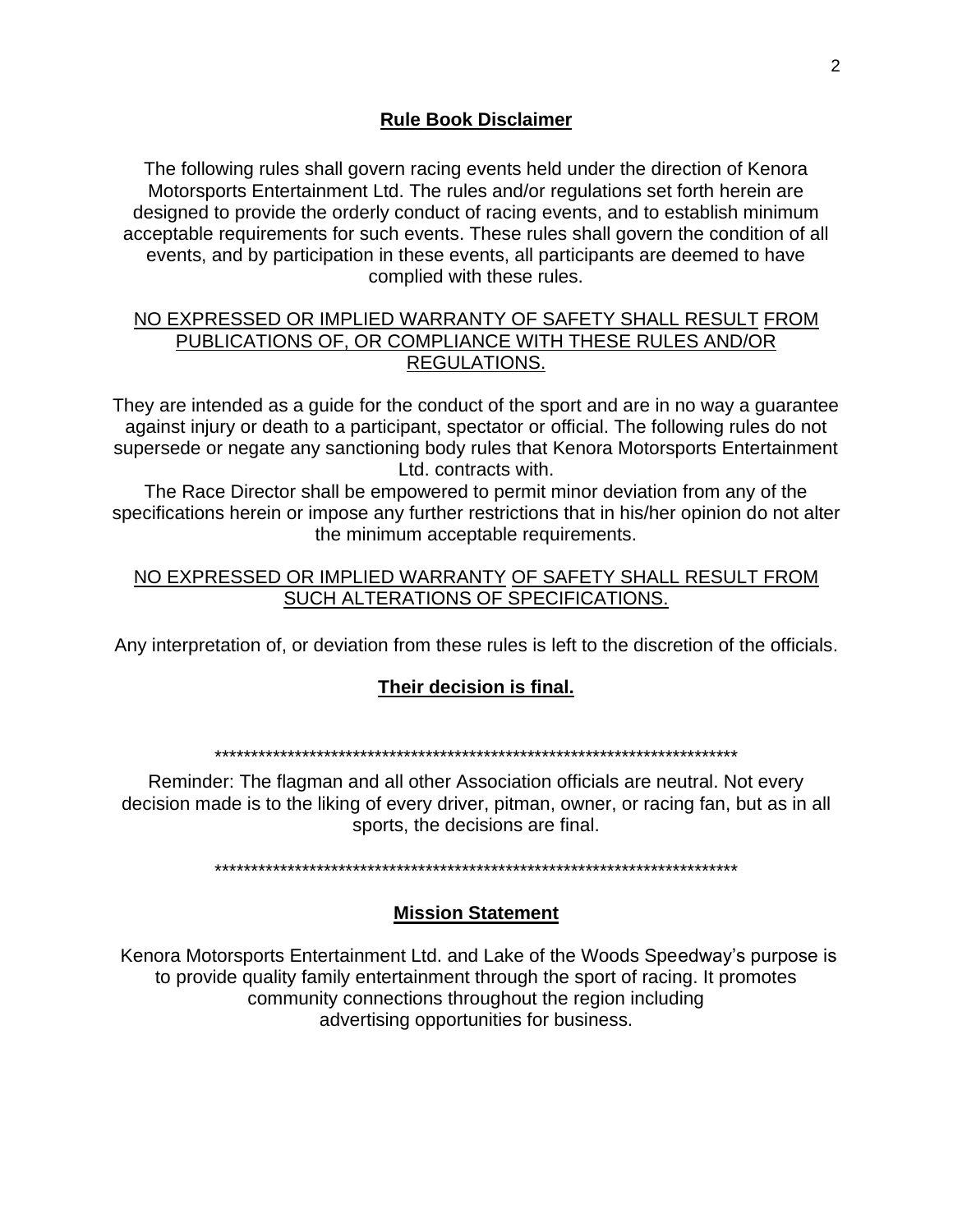## Rule Book Disclaimer

The following rules shall govern racing events held under the direction of Kenora Motorsports Entertainment Ltd. The rules and/or regulations set forth herein are designed to provide the orderly conduct of racing events, and to establish minimum acceptable requirements for such events. These rules shall govern the condition of all events, and by participation in these events, all participants are deemed to have complied with these rules.

NO EXPRESSED OR IMPLIED WARRANTY OF SAFETY SHALL RESULT FROM PUBLICATIONS OF, OR COMPLIANCE WITH THESE RULES AND/OR REGULATIONS.

They are intended as a guide for the conduct of the sport and are in no way a guarantee against injury or death to a participant, spectator or official. The following rules do not supersede or negate any sanctioning body rules that Kenora Motorsports Entertainment Ltd. contracts with.

The Race Director shall be empowered to permit minor deviation from any of the specifications herein or impose any further restrictions that in his/her opinion do not alter the minimum acceptable requirements.

NO EXPRESSED OR IMPLIED WARRANTY OF SAFETY SHALL RESULT FROM SUCH ALTERATIONS OF SPECIFICATIONS.

Any interpretation of, or deviation from these rules is left to the discretion of the officials.

**Their decision is final.**

***************************************************************************

Reminder: The flagman and all other Association officials are neutral. Not every decision made is to the liking of every driver, pitman, owner, or racing fan, but as in all sports, the decisions are final.

***************************************************************************

## Mission Statement

Kenora Motorsports Entertainment Ltd. and Lake of the Woods Speedway's purpose is to provide quality family entertainment through the sport of racing. It promotes community connections throughout the region including advertising opportunities for business.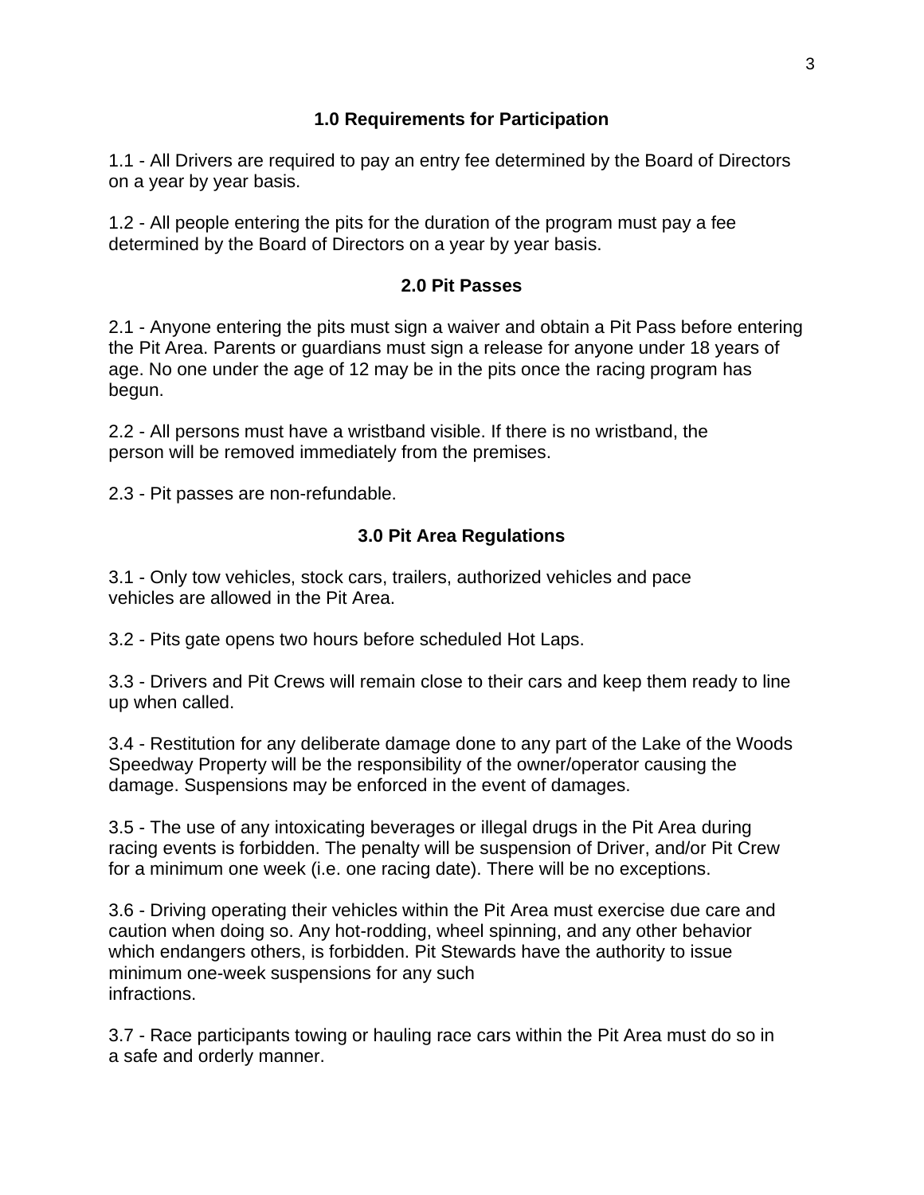## 1.0 Requirements for Participation

1.1 - All Drivers are required to pay an entry fee determined by the Board of Directors on a year by year basis.

1.2 - All people entering the pits for the duration of the program must pay a fee determined by the Board of Directors on a year by year basis.

## 2.0 Pit Passes

2.1 - Anyone entering the pits must sign a waiver and obtain a Pit Pass before entering the Pit Area. Parents or guardians must sign a release for anyone under 18 years of age. No one under the age of 12 may be in the pits once the racing program has begun.

2.2 - All persons must have a wristband visible. If there is no wristband, the person will be removed immediately from the premises.

2.3 - Pit passes are non-refundable.

## 3.0 Pit Area Regulations

3.1 - Only tow vehicles, stock cars, trailers, authorized vehicles and pace vehicles are allowed in the Pit Area.

3.2 - Pits gate opens two hours before scheduled Hot Laps.

3.3 - Drivers and Pit Crews will remain close to their cars and keep them ready to line up when called.

3.4 - Restitution for any deliberate damage done to any part of the Lake of the Woods Speedway Property will be the responsibility of the owner/operator causing the damage. Suspensions may be enforced in the event of damages.

3.5 - The use of any intoxicating beverages or illegal drugs in the Pit Area during racing events is forbidden. The penalty will be suspension of Driver, and/or Pit Crew for a minimum one week (i.e. one racing date). There will be no exceptions.

3.6 - Driving operating their vehicles within the Pit Area must exercise due care and caution when doing so. Any hot-rodding, wheel spinning, and any other behavior which endangers others, is forbidden. Pit Stewards have the authority to issue minimum one-week suspensions for any such infractions.

3.7 - Race participants towing or hauling race cars within the Pit Area must do so in a safe and orderly manner.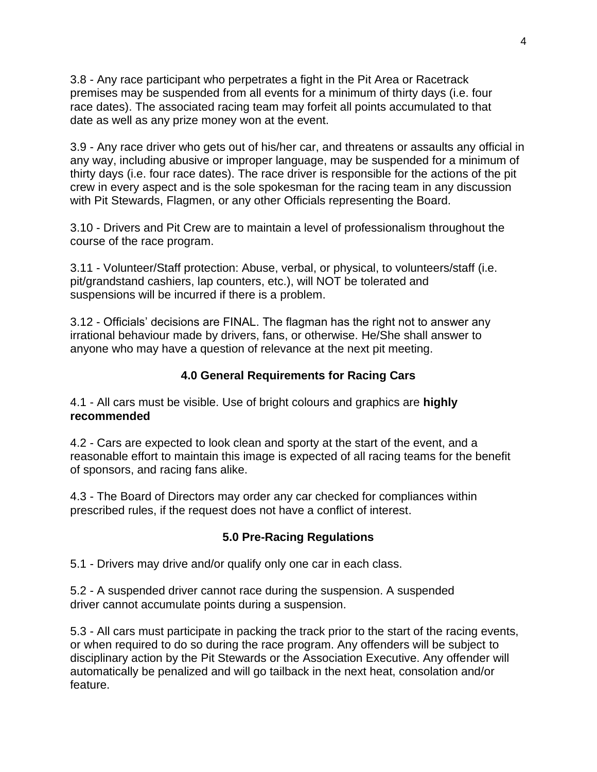3.8 - Any race participant who perpetrates a fight in the Pit Area or Racetrack premises may be suspended from all events for a minimum of thirty days (i.e. four race dates). The associated racing team may forfeit all points accumulated to that date as well as any prize money won at the event.

3.9 - Any race driver who gets out of his/her car, and threatens or assaults any official in any way, including abusive or improper language, may be suspended for a minimum of thirty days (i.e. four race dates). The race driver is responsible for the actions of the pit crew in every aspect and is the sole spokesman for the racing team in any discussion with Pit Stewards, Flagmen, or any other Officials representing the Board.

3.10 - Drivers and Pit Crew are to maintain a level of professionalism throughout the course of the race program.

3.11 - Volunteer/Staff protection: Abuse, verbal, or physical, to volunteers/staff (i.e. pit/grandstand cashiers, lap counters, etc.), will NOT be tolerated and suspensions will be incurred if there is a problem.

3.12 - Officials' decisions are FINAL. The flagman has the right not to answer any irrational behaviour made by drivers, fans, or otherwise. He/She shall answer to anyone who may have a question of relevance at the next pit meeting.

## 4.0 General Requirements for Racing Cars

4.1 - All cars must be visible. Use of bright colours and graphics are **highly recommended**

4.2 - Cars are expected to look clean and sporty at the start of the event, and a reasonable effort to maintain this image is expected of all racing teams for the benefit of sponsors, and racing fans alike.

4.3 - The Board of Directors may order any car checked for compliances within prescribed rules, if the request does not have a conflict of interest.

## 5.0 Pre-Racing Regulations

5.1 - Drivers may drive and/or qualify only one car in each class.

5.2 - A suspended driver cannot race during the suspension. A suspended driver cannot accumulate points during a suspension.

5.3 - All cars must participate in packing the track prior to the start of the racing events, or when required to do so during the race program. Any offenders will be subject to disciplinary action by the Pit Stewards or the Association Executive. Any offender will automatically be penalized and will go tailback in the next heat, consolation and/or feature.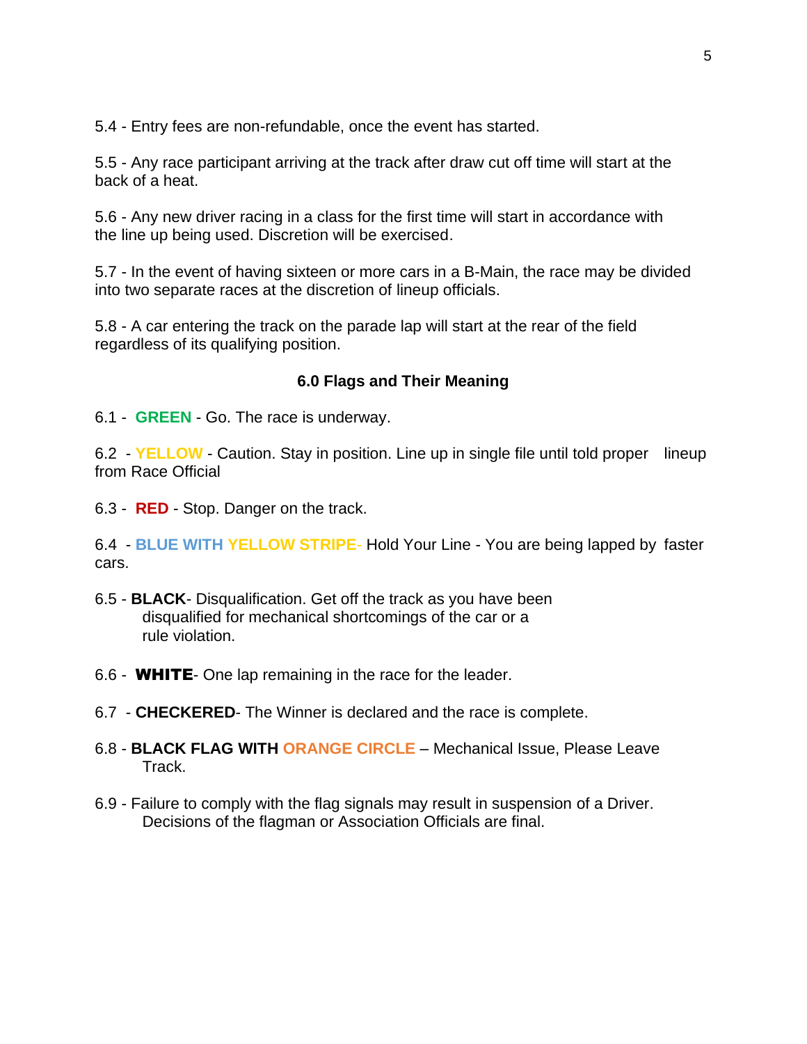5.4 - Entry fees are non-refundable, once the event has started.

5.5 - Any race participant arriving at the track after draw cut off time will start at the back of a heat.

5.6 - Any new driver racing in a class for the first time will start in accordance with the line up being used. Discretion will be exercised.

5.7 - In the event of having sixteen or more cars in a B-Main, the race may be divided into two separate races at the discretion of lineup officials.

5.8 - A car entering the track on the parade lap will start at the rear of the field regardless of its qualifying position.

### 6.0 Flags and Their Meaning

6.1 - **GREEN** - Go. The race is underway.

6.2 - **YELLOW** - Caution. Stay in position. Line up in single file until told proper lineup from Race Official

6.3 - **RED** - Stop. Danger on the track.

6.4 - **BLUE WITH YELLOW STRIPE**- Hold Your Line - You are being lapped by faster cars.

6.5 - **BLACK**- Disqualification. Get off the track as you have been disqualified for mechanical shortcomings of the car or a rule violation.

6.6 - **WHITE**- One lap remaining in the race for the leader.

6.7 - **CHECKERED**- The Winner is declared and the race is complete.

6.8 - **BLACK FLAG WITH ORANGE CIRCLE** – Mechanical Issue, Please Leave Track.

6.9 - Failure to comply with the flag signals may result in suspension of a Driver. Decisions of the flagman or Association Officials are final.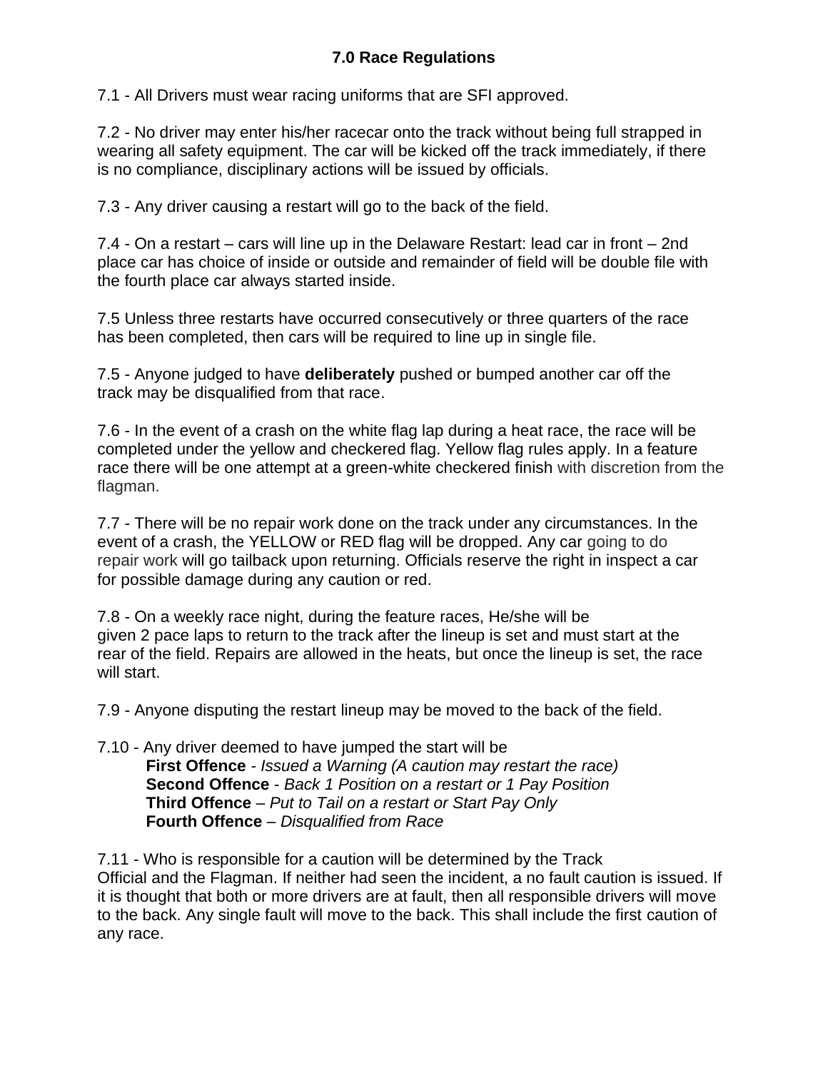## 7.0 Race Regulations

7.1 - All Drivers must wear racing uniforms that are SFI approved.

7.2 - No driver may enter his/her racecar onto the track without being full strapped in wearing all safety equipment. The car will be kicked off the track immediately, if there is no compliance, disciplinary actions will be issued by officials.

7.3 - Any driver causing a restart will go to the back of the field.

7.4 - On a restart – cars will line up in the Delaware Restart: lead car in front – 2nd place car has choice of inside or outside and remainder of field will be double file with the fourth place car always started inside.

7.5 Unless three restarts have occurred consecutively or three quarters of the race has been completed, then cars will be required to line up in single file.

7.5 - Anyone judged to have **deliberately** pushed or bumped another car off the track may be disqualified from that race.

7.6 - In the event of a crash on the white flag lap during a heat race, the race will be completed under the yellow and checkered flag. Yellow flag rules apply. In a feature race there will be one attempt at a green-white checkered finish with discretion from the flagman.

7.7 - There will be no repair work done on the track under any circumstances. In the event of a crash, the YELLOW or RED flag will be dropped. Any car going to do repair work will go tailback upon returning. Officials reserve the right in inspect a car for possible damage during any caution or red.

7.8 - On a weekly race night, during the feature races, He/she will be given 2 pace laps to return to the track after the lineup is set and must start at the rear of the field. Repairs are allowed in the heats, but once the lineup is set, the race will start.

7.9 - Anyone disputing the restart lineup may be moved to the back of the field.

7.10 - Any driver deemed to have jumped the start will be

- **First Offence** - *Issued a Warning (A caution may restart the race)*
- **Second Offence** - *Back 1 Position on a restart or 1 Pay Position*
- **Third Offence** – *Put to Tail on a restart or Start Pay Only*
- **Fourth Offence** – *Disqualified from Race*

7.11 - Who is responsible for a caution will be determined by the Track Official and the Flagman. If neither had seen the incident, a no fault caution is issued. If it is thought that both or more drivers are at fault, then all responsible drivers will move to the back. Any single fault will move to the back. This shall include the first caution of any race.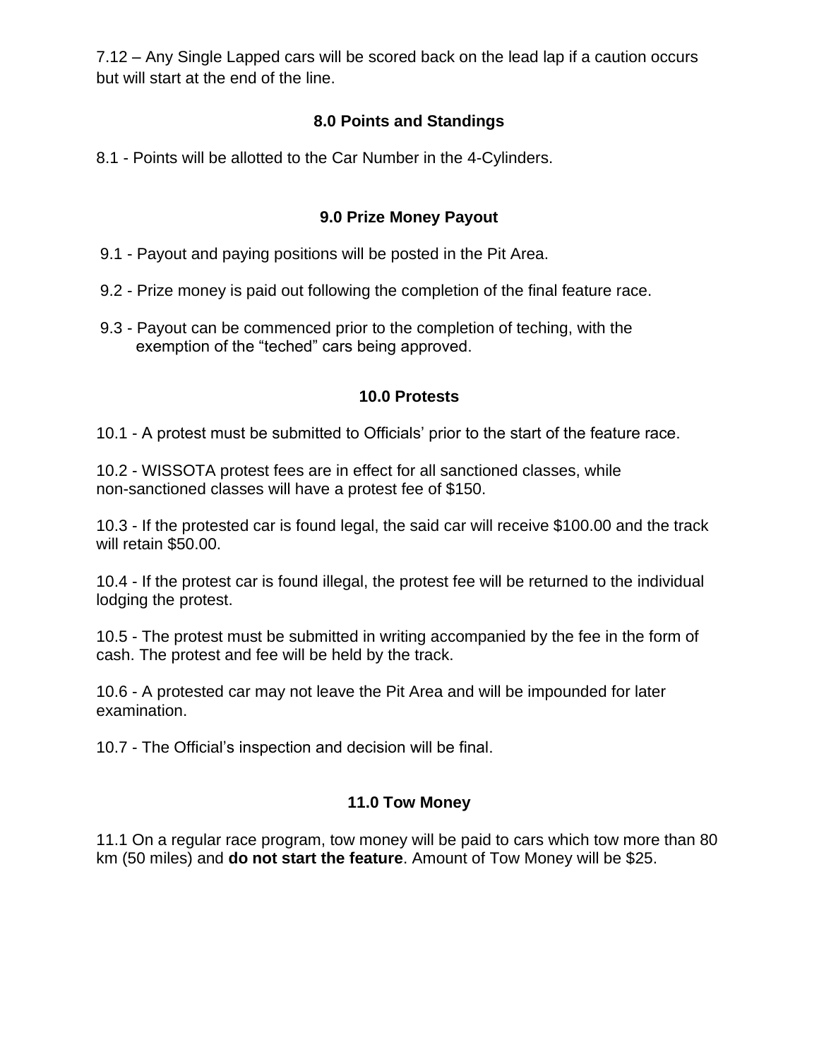7.12 – Any Single Lapped cars will be scored back on the lead lap if a caution occurs but will start at the end of the line.

## 8.0 Points and Standings

8.1 - Points will be allotted to the Car Number in the 4-Cylinders.

## 9.0 Prize Money Payout

9.1 - Payout and paying positions will be posted in the Pit Area.

9.2 - Prize money is paid out following the completion of the final feature race.

9.3 - Payout can be commenced prior to the completion of teching, with the exemption of the "teched" cars being approved.

## 10.0 Protests

10.1 - A protest must be submitted to Officials' prior to the start of the feature race.

10.2 - WISSOTA protest fees are in effect for all sanctioned classes, while non-sanctioned classes will have a protest fee of $150.

10.3 - If the protested car is found legal, the said car will receive $100.00 and the track will retain $50.00.

10.4 - If the protest car is found illegal, the protest fee will be returned to the individual lodging the protest.

10.5 - The protest must be submitted in writing accompanied by the fee in the form of cash. The protest and fee will be held by the track.

10.6 - A protested car may not leave the Pit Area and will be impounded for later examination.

10.7 - The Official's inspection and decision will be final.

## 11.0 Tow Money

11.1 On a regular race program, tow money will be paid to cars which tow more than 80 km (50 miles) and **do not start the feature**. Amount of Tow Money will be $25.